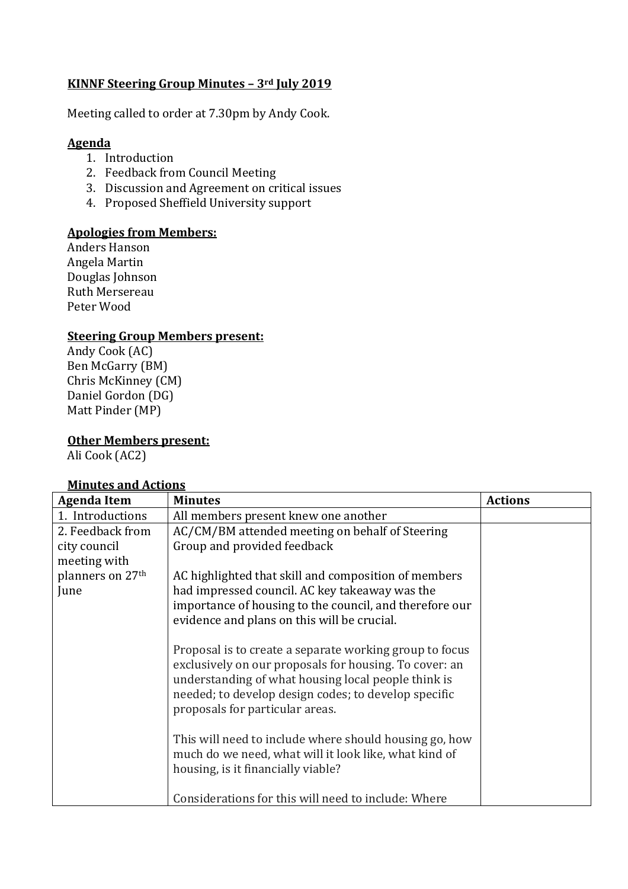## KINNF Steering Group Minutes – 3rd July 2019

Meeting called to order at 7.30pm by Andy Cook.

### Agenda

1. Introduction
2. Feedback from Council Meeting
3. Discussion and Agreement on critical issues
4. Proposed Sheffield University support

### Apologies from Members:

Anders Hanson
Angela Martin
Douglas Johnson
Ruth Mersereau
Peter Wood

### Steering Group Members present:

Andy Cook (AC)
Ben McGarry (BM)
Chris McKinney (CM)
Daniel Gordon (DG)
Matt Pinder (MP)

### Other Members present:

Ali Cook (AC2)

### Minutes and Actions

| Agenda Item | Minutes | Actions |
|---|---|---|
| 1. Introductions | All members present knew one another | |
| 2. Feedback from city council meeting with planners on 27th June | AC/CM/BM attended meeting on behalf of Steering Group and provided feedback<br><br>AC highlighted that skill and composition of members had impressed council. AC key takeaway was the importance of housing to the council, and therefore our evidence and plans on this will be crucial.<br><br>Proposal is to create a separate working group to focus exclusively on our proposals for housing. To cover: an understanding of what housing local people think is needed; to develop design codes; to develop specific proposals for particular areas.<br><br>This will need to include where should housing go, how much do we need, what will it look like, what kind of housing, is it financially viable?<br><br>Considerations for this will need to include: Where | |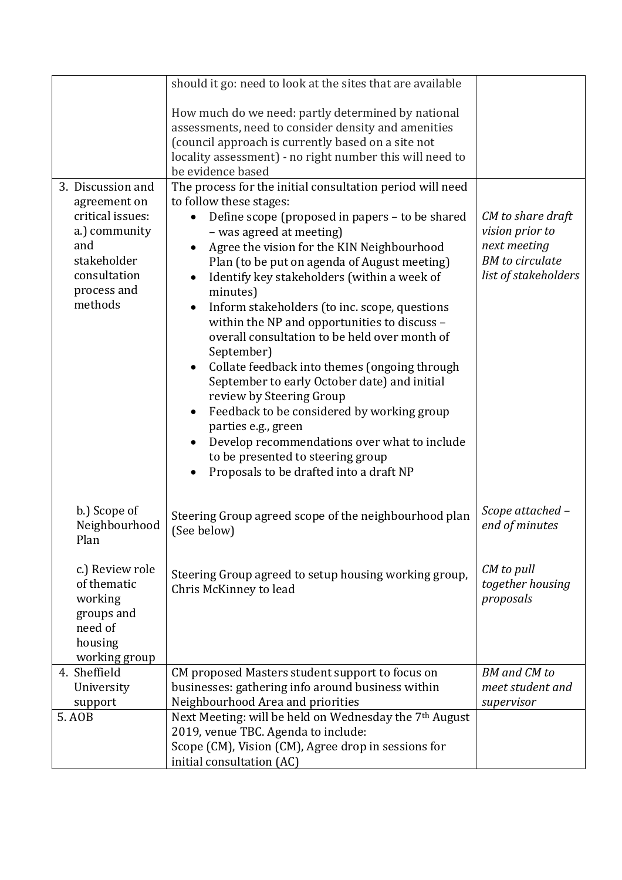| | | |
|---|---|---|
| | should it go: need to look at the sites that are available<br><br>How much do we need: partly determined by national assessments, need to consider density and amenities (council approach is currently based on a site not locality assessment) - no right number this will need to be evidence based | |
| 3. Discussion and agreement on critical issues:<br>a.) community and stakeholder consultation process and methods | The process for the initial consultation period will need to follow these stages:<br>• Define scope (proposed in papers – to be shared – was agreed at meeting)<br>• Agree the vision for the KIN Neighbourhood Plan (to be put on agenda of August meeting)<br>• Identify key stakeholders (within a week of minutes)<br>• Inform stakeholders (to inc. scope, questions within the NP and opportunities to discuss – overall consultation to be held over month of September)<br>• Collate feedback into themes (ongoing through September to early October date) and initial review by Steering Group<br>• Feedback to be considered by working group parties e.g., green<br>• Develop recommendations over what to include to be presented to steering group<br>• Proposals to be drafted into a draft NP | *CM to share draft vision prior to next meeting*<br>*BM to circulate list of stakeholders* |
| b.) Scope of Neighbourhood Plan | Steering Group agreed scope of the neighbourhood plan (See below) | *Scope attached – end of minutes* |
| c.) Review role of thematic working groups and need of housing working group | Steering Group agreed to setup housing working group, Chris McKinney to lead | *CM to pull together housing proposals* |
| 4. Sheffield University support | CM proposed Masters student support to focus on businesses: gathering info around business within Neighbourhood Area and priorities | *BM and CM to meet student and supervisor* |
| 5. AOB | Next Meeting: will be held on Wednesday the 7th August 2019, venue TBC. Agenda to include:<br>Scope (CM), Vision (CM), Agree drop in sessions for initial consultation (AC) | |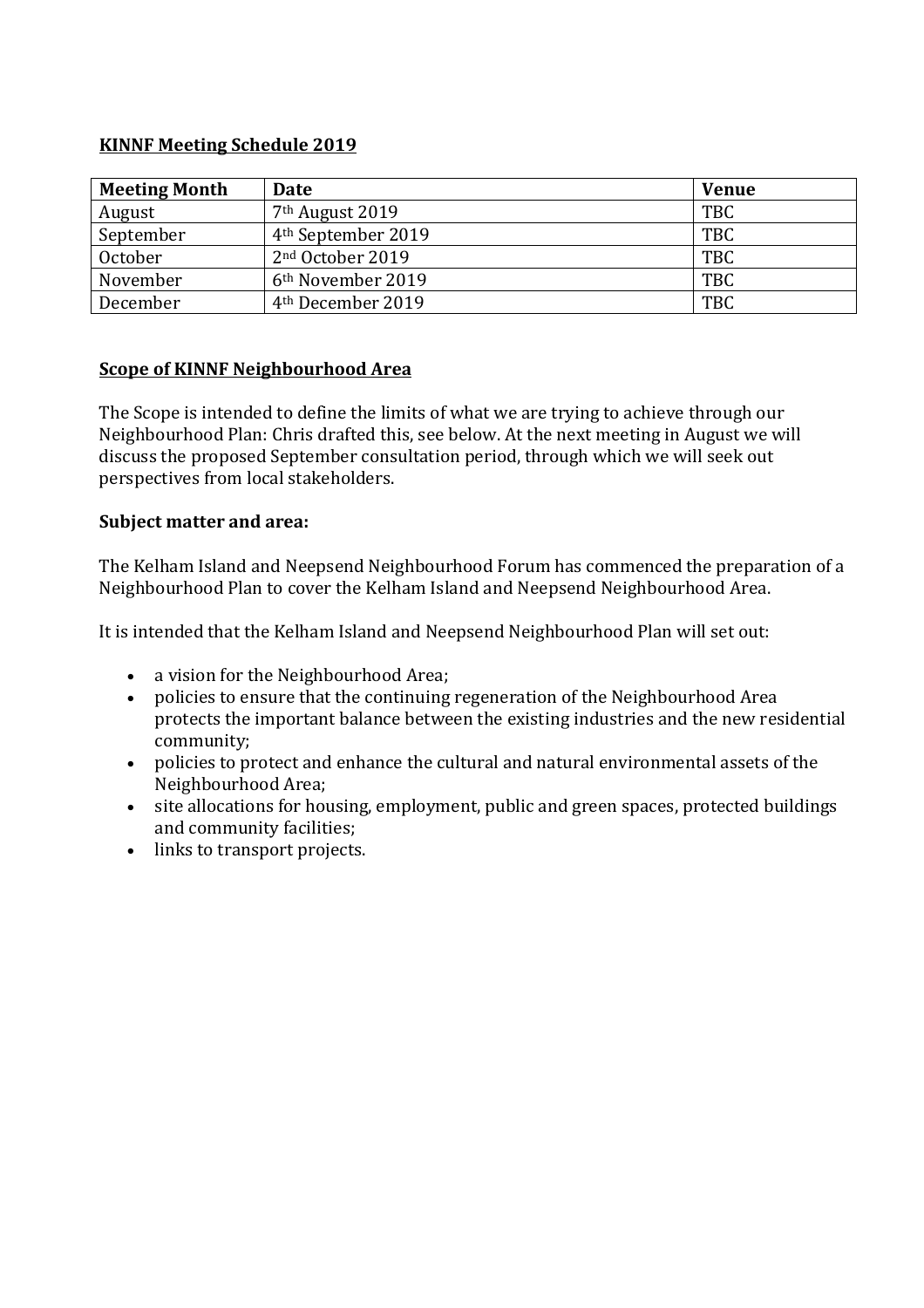**KINNF Meeting Schedule 2019**

| Meeting Month | Date | Venue |
|---|---|---|
| August | 7th August 2019 | TBC |
| September | 4th September 2019 | TBC |
| October | 2nd October 2019 | TBC |
| November | 6th November 2019 | TBC |
| December | 4th December 2019 | TBC |

**Scope of KINNF Neighbourhood Area**

The Scope is intended to define the limits of what we are trying to achieve through our Neighbourhood Plan: Chris drafted this, see below. At the next meeting in August we will discuss the proposed September consultation period, through which we will seek out perspectives from local stakeholders.

**Subject matter and area:**

The Kelham Island and Neepsend Neighbourhood Forum has commenced the preparation of a Neighbourhood Plan to cover the Kelham Island and Neepsend Neighbourhood Area.

It is intended that the Kelham Island and Neepsend Neighbourhood Plan will set out:

- a vision for the Neighbourhood Area;
- policies to ensure that the continuing regeneration of the Neighbourhood Area protects the important balance between the existing industries and the new residential community;
- policies to protect and enhance the cultural and natural environmental assets of the Neighbourhood Area;
- site allocations for housing, employment, public and green spaces, protected buildings and community facilities;
- links to transport projects.